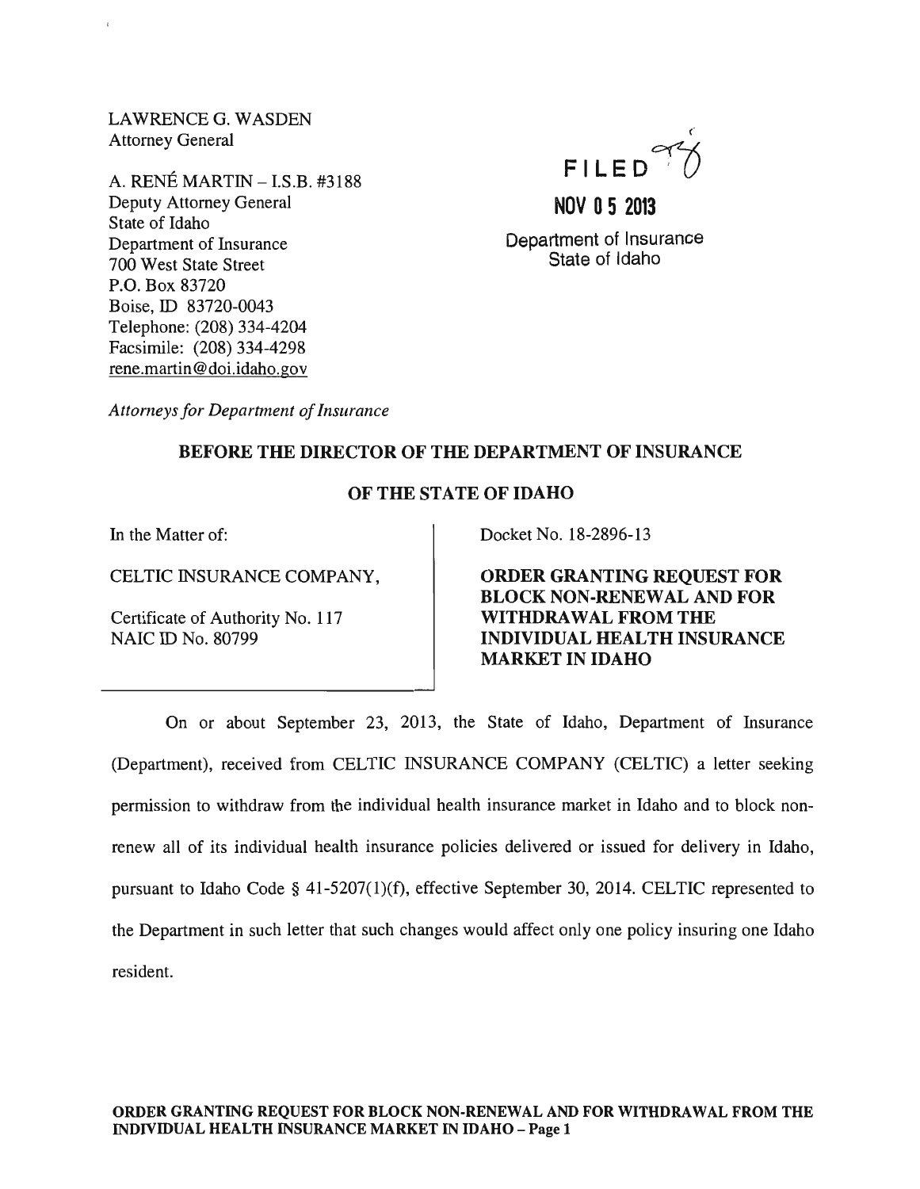LAWRENCE G. WASDEN
Attorney General

A. RENÉ MARTIN – I.S.B. #3188
Deputy Attorney General
State of Idaho
Department of Insurance
700 West State Street
P.O. Box 83720
Boise, ID 83720-0043
Telephone: (208) 334-4204
Facsimile: (208) 334-4298
rene.martin@doi.idaho.gov

*Attorneys for Department of Insurance*

FILED
NOV 05 2013
Department of Insurance
State of Idaho

**BEFORE THE DIRECTOR OF THE DEPARTMENT OF INSURANCE**

**OF THE STATE OF IDAHO**

In the Matter of:

CELTIC INSURANCE COMPANY,

Certificate of Authority No. 117
NAIC ID No. 80799

Docket No. 18-2896-13

**ORDER GRANTING REQUEST FOR BLOCK NON-RENEWAL AND FOR WITHDRAWAL FROM THE INDIVIDUAL HEALTH INSURANCE MARKET IN IDAHO**

On or about September 23, 2013, the State of Idaho, Department of Insurance (Department), received from CELTIC INSURANCE COMPANY (CELTIC) a letter seeking permission to withdraw from the individual health insurance market in Idaho and to block non-renew all of its individual health insurance policies delivered or issued for delivery in Idaho, pursuant to Idaho Code § 41-5207(1)(f), effective September 30, 2014. CELTIC represented to the Department in such letter that such changes would affect only one policy insuring one Idaho resident.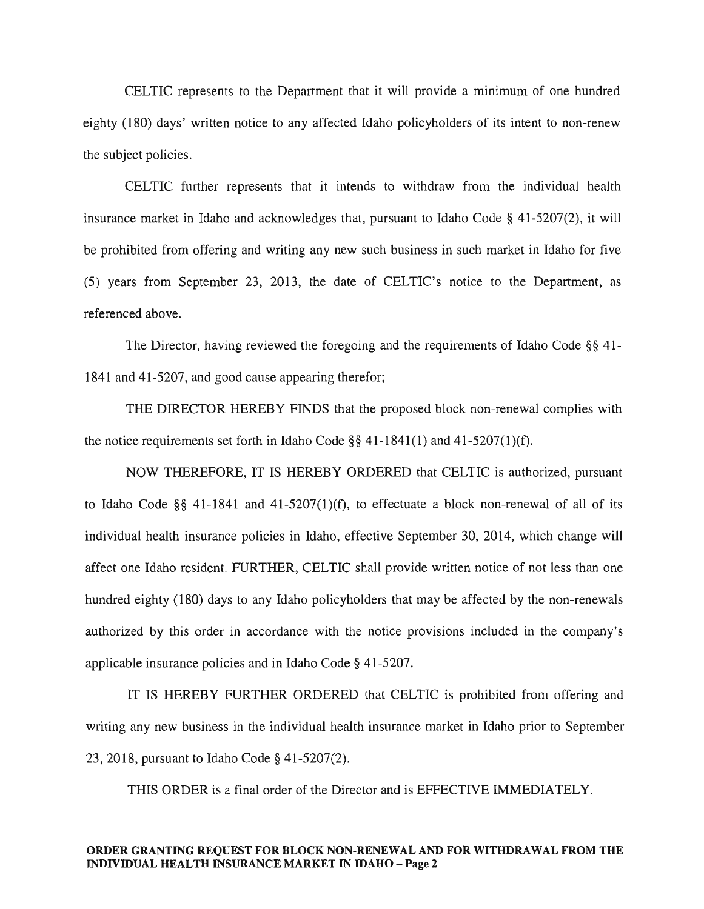CELTIC represents to the Department that it will provide a minimum of one hundred eighty (180) days' written notice to any affected Idaho policyholders of its intent to non-renew the subject policies.

CELTIC further represents that it intends to withdraw from the individual health insurance market in Idaho and acknowledges that, pursuant to Idaho Code § 41-5207(2), it will be prohibited from offering and writing any new such business in such market in Idaho for five (5) years from September 23, 2013, the date of CELTIC's notice to the Department, as referenced above.

The Director, having reviewed the foregoing and the requirements of Idaho Code §§ 41-1841 and 41-5207, and good cause appearing therefor;

THE DIRECTOR HEREBY FINDS that the proposed block non-renewal complies with the notice requirements set forth in Idaho Code §§ 41-1841(1) and 41-5207(1)(f).

NOW THEREFORE, IT IS HEREBY ORDERED that CELTIC is authorized, pursuant to Idaho Code §§ 41-1841 and 41-5207(1)(f), to effectuate a block non-renewal of all of its individual health insurance policies in Idaho, effective September 30, 2014, which change will affect one Idaho resident. FURTHER, CELTIC shall provide written notice of not less than one hundred eighty (180) days to any Idaho policyholders that may be affected by the non-renewals authorized by this order in accordance with the notice provisions included in the company's applicable insurance policies and in Idaho Code § 41-5207.

IT IS HEREBY FURTHER ORDERED that CELTIC is prohibited from offering and writing any new business in the individual health insurance market in Idaho prior to September 23, 2018, pursuant to Idaho Code § 41-5207(2).

THIS ORDER is a final order of the Director and is EFFECTIVE IMMEDIATELY.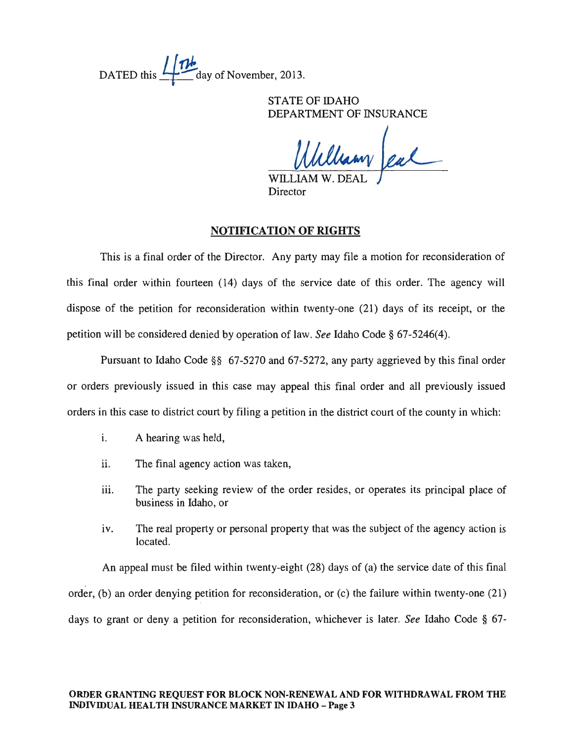DATED this 4th day of November, 2013.

STATE OF IDAHO
DEPARTMENT OF INSURANCE

William Deal
WILLIAM W. DEAL
Director

## NOTIFICATION OF RIGHTS

This is a final order of the Director. Any party may file a motion for reconsideration of this final order within fourteen (14) days of the service date of this order. The agency will dispose of the petition for reconsideration within twenty-one (21) days of its receipt, or the petition will be considered denied by operation of law. *See* Idaho Code § 67-5246(4).

Pursuant to Idaho Code §§ 67-5270 and 67-5272, any party aggrieved by this final order or orders previously issued in this case may appeal this final order and all previously issued orders in this case to district court by filing a petition in the district court of the county in which:

i. A hearing was held,

ii. The final agency action was taken,

iii. The party seeking review of the order resides, or operates its principal place of business in Idaho, or

iv. The real property or personal property that was the subject of the agency action is located.

An appeal must be filed within twenty-eight (28) days of (a) the service date of this final order, (b) an order denying petition for reconsideration, or (c) the failure within twenty-one (21) days to grant or deny a petition for reconsideration, whichever is later. *See* Idaho Code § 67-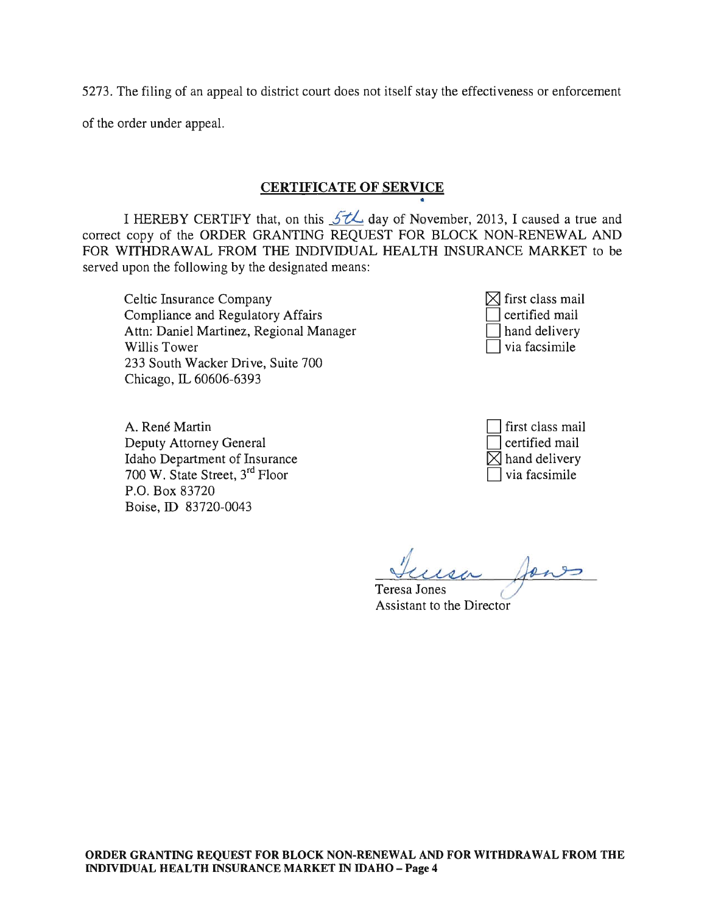5273. The filing of an appeal to district court does not itself stay the effectiveness or enforcement of the order under appeal.

## CERTIFICATE OF SERVICE

I HEREBY CERTIFY that, on this 5th day of November, 2013, I caused a true and correct copy of the ORDER GRANTING REQUEST FOR BLOCK NON-RENEWAL AND FOR WITHDRAWAL FROM THE INDIVIDUAL HEALTH INSURANCE MARKET to be served upon the following by the designated means:

Celtic Insurance Company
Compliance and Regulatory Affairs
Attn: Daniel Martinez, Regional Manager
Willis Tower
233 South Wacker Drive, Suite 700
Chicago, IL 60606-6393

- ☒ first class mail
- ☐ certified mail
- ☐ hand delivery
- ☐ via facsimile

A. René Martin
Deputy Attorney General
Idaho Department of Insurance
700 W. State Street, 3rd Floor
P.O. Box 83720
Boise, ID 83720-0043

- ☐ first class mail
- ☐ certified mail
- ☒ hand delivery
- ☐ via facsimile

Teresa Jones
Assistant to the Director